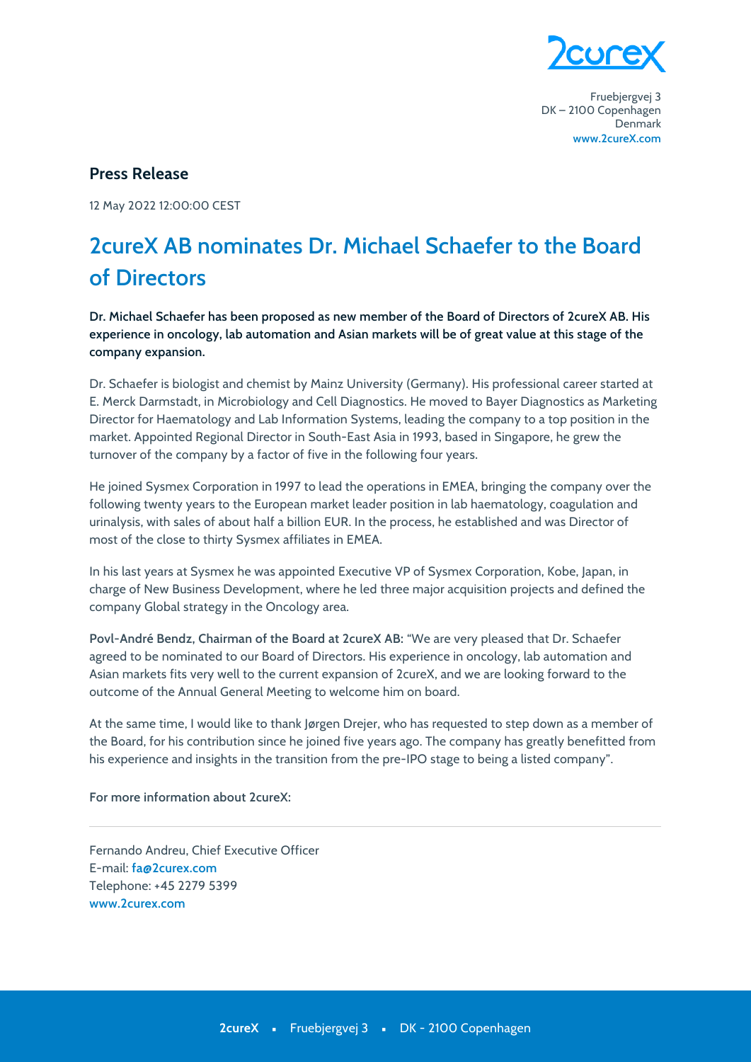Fruebjergvej 3
DK – 2100 Copenhagen
Denmark
www.2cureX.com

## Press Release

12 May 2022 12:00:00 CEST

# 2cureX AB nominates Dr. Michael Schaefer to the Board of Directors

**Dr. Michael Schaefer has been proposed as new member of the Board of Directors of 2cureX AB. His experience in oncology, lab automation and Asian markets will be of great value at this stage of the company expansion.**

Dr. Schaefer is biologist and chemist by Mainz University (Germany). His professional career started at E. Merck Darmstadt, in Microbiology and Cell Diagnostics. He moved to Bayer Diagnostics as Marketing Director for Haematology and Lab Information Systems, leading the company to a top position in the market. Appointed Regional Director in South-East Asia in 1993, based in Singapore, he grew the turnover of the company by a factor of five in the following four years.

He joined Sysmex Corporation in 1997 to lead the operations in EMEA, bringing the company over the following twenty years to the European market leader position in lab haematology, coagulation and urinalysis, with sales of about half a billion EUR. In the process, he established and was Director of most of the close to thirty Sysmex affiliates in EMEA.

In his last years at Sysmex he was appointed Executive VP of Sysmex Corporation, Kobe, Japan, in charge of New Business Development, where he led three major acquisition projects and defined the company Global strategy in the Oncology area.

**Povl-André Bendz, Chairman of the Board at 2cureX AB:** "We are very pleased that Dr. Schaefer agreed to be nominated to our Board of Directors. His experience in oncology, lab automation and Asian markets fits very well to the current expansion of 2cureX, and we are looking forward to the outcome of the Annual General Meeting to welcome him on board.

At the same time, I would like to thank Jørgen Drejer, who has requested to step down as a member of the Board, for his contribution since he joined five years ago. The company has greatly benefitted from his experience and insights in the transition from the pre-IPO stage to being a listed company".

**For more information about 2cureX:**

---

Fernando Andreu, Chief Executive Officer
E-mail: fa@2curex.com
Telephone: +45 2279 5399
www.2curex.com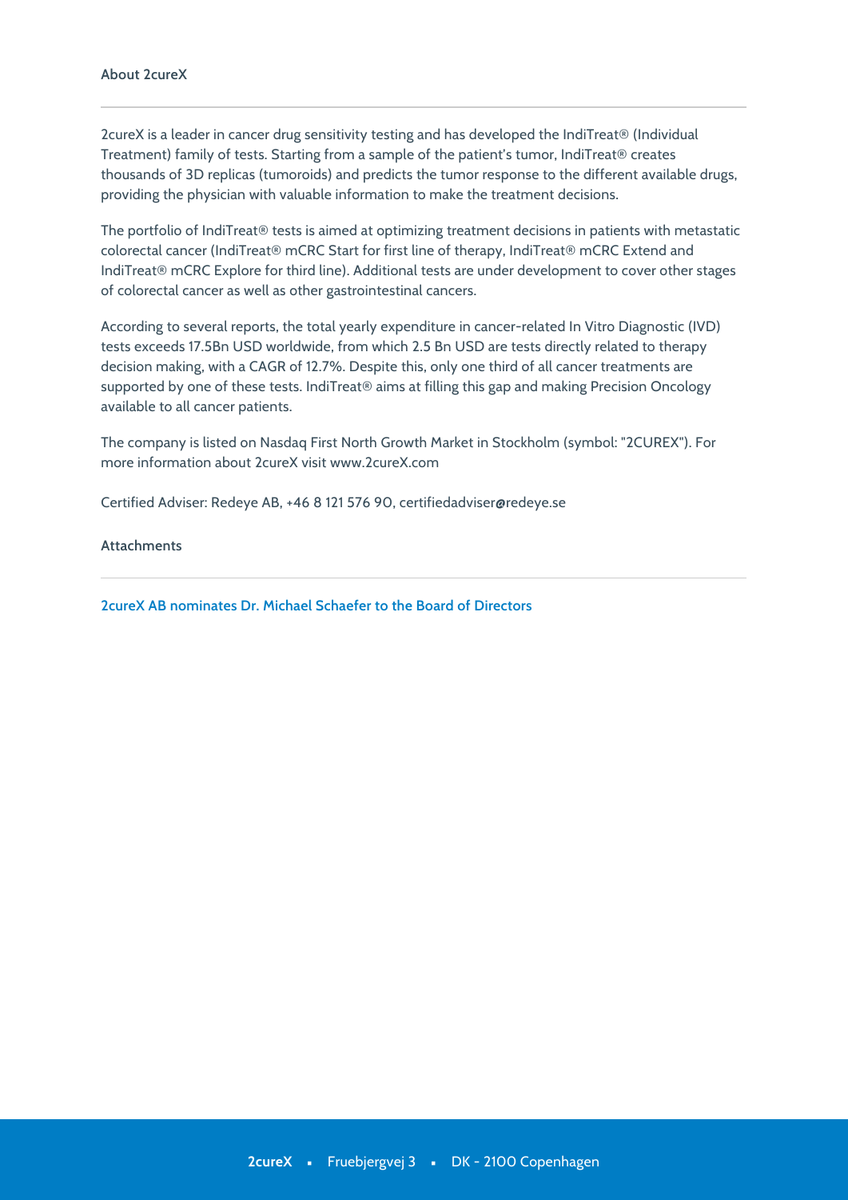## About 2cureX

2cureX is a leader in cancer drug sensitivity testing and has developed the IndiTreat® (Individual Treatment) family of tests. Starting from a sample of the patient's tumor, IndiTreat® creates thousands of 3D replicas (tumoroids) and predicts the tumor response to the different available drugs, providing the physician with valuable information to make the treatment decisions.

The portfolio of IndiTreat® tests is aimed at optimizing treatment decisions in patients with metastatic colorectal cancer (IndiTreat® mCRC Start for first line of therapy, IndiTreat® mCRC Extend and IndiTreat® mCRC Explore for third line). Additional tests are under development to cover other stages of colorectal cancer as well as other gastrointestinal cancers.

According to several reports, the total yearly expenditure in cancer-related In Vitro Diagnostic (IVD) tests exceeds 17.5Bn USD worldwide, from which 2.5 Bn USD are tests directly related to therapy decision making, with a CAGR of 12.7%. Despite this, only one third of all cancer treatments are supported by one of these tests. IndiTreat® aims at filling this gap and making Precision Oncology available to all cancer patients.

The company is listed on Nasdaq First North Growth Market in Stockholm (symbol: "2CUREX"). For more information about 2cureX visit www.2cureX.com

Certified Adviser: Redeye AB, +46 8 121 576 90, certifiedadviser@redeye.se

## Attachments

2cureX AB nominates Dr. Michael Schaefer to the Board of Directors

**2cureX** • Fruebjergvej 3 • DK - 2100 Copenhagen